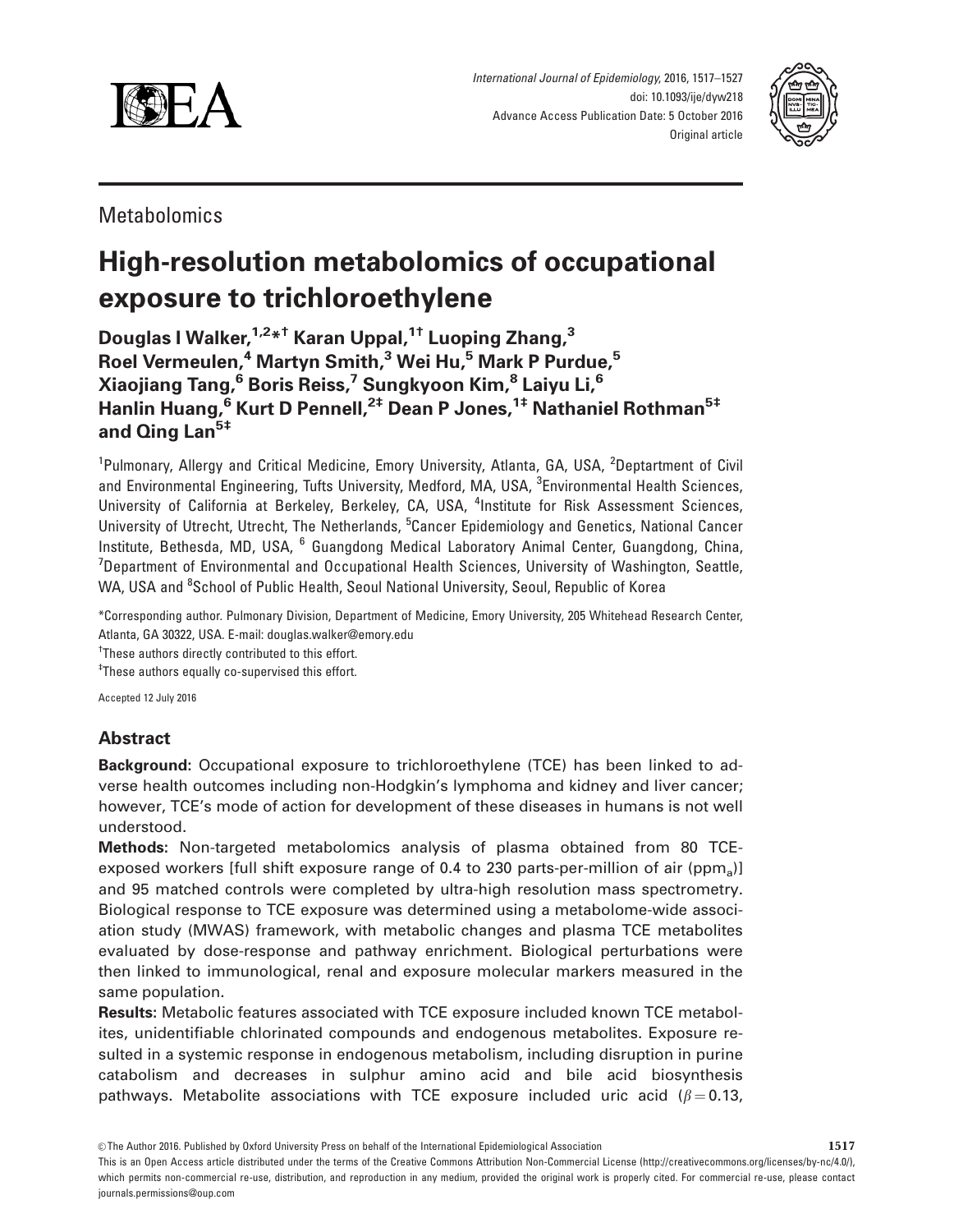Metabolomics

# High-resolution metabolomics of occupational exposure to trichloroethylene

**Douglas I Walker,[1,2*†] Karan Uppal,[1†] Luoping Zhang,[3] Roel Vermeulen,[4] Martyn Smith,[3] Wei Hu,[5] Mark P Purdue,[5] Xiaojiang Tang,[6] Boris Reiss,[7] Sungkyoon Kim,[8] Laiyu Li,[6] Hanlin Huang,[6] Kurt D Pennell,[2‡] Dean P Jones,[1‡] Nathaniel Rothman[5‡] and Qing Lan[5‡]**

[1]Pulmonary, Allergy and Critical Medicine, Emory University, Atlanta, GA, USA, [2]Deptartment of Civil and Environmental Engineering, Tufts University, Medford, MA, USA, [3]Environmental Health Sciences, University of California at Berkeley, Berkeley, CA, USA, [4]Institute for Risk Assessment Sciences, University of Utrecht, Utrecht, The Netherlands, [5]Cancer Epidemiology and Genetics, National Cancer Institute, Bethesda, MD, USA, [6] Guangdong Medical Laboratory Animal Center, Guangdong, China, [7]Department of Environmental and Occupational Health Sciences, University of Washington, Seattle, WA, USA and [8]School of Public Health, Seoul National University, Seoul, Republic of Korea

*Corresponding author. Pulmonary Division, Department of Medicine, Emory University, 205 Whitehead Research Center, Atlanta, GA 30322, USA. E-mail: douglas.walker@emory.edu

†These authors directly contributed to this effort.

‡These authors equally co-supervised this effort.

Accepted 12 July 2016

## Abstract

**Background:** Occupational exposure to trichloroethylene (TCE) has been linked to adverse health outcomes including non-Hodgkin's lymphoma and kidney and liver cancer; however, TCE's mode of action for development of these diseases in humans is not well understood.

**Methods:** Non-targeted metabolomics analysis of plasma obtained from 80 TCE-exposed workers [full shift exposure range of 0.4 to 230 parts-per-million of air ($ppm_a$)] and 95 matched controls were completed by ultra-high resolution mass spectrometry. Biological response to TCE exposure was determined using a metabolome-wide association study (MWAS) framework, with metabolic changes and plasma TCE metabolites evaluated by dose-response and pathway enrichment. Biological perturbations were then linked to immunological, renal and exposure molecular markers measured in the same population.

**Results:** Metabolic features associated with TCE exposure included known TCE metabolites, unidentifiable chlorinated compounds and endogenous metabolites. Exposure resulted in a systemic response in endogenous metabolism, including disruption in purine catabolism and decreases in sulphur amino acid and bile acid biosynthesis pathways. Metabolite associations with TCE exposure included uric acid ($\beta = 0.13$,

© The Author 2016. Published by Oxford University Press on behalf of the International Epidemiological Association

This is an Open Access article distributed under the terms of the Creative Commons Attribution Non-Commercial License (http://creativecommons.org/licenses/by-nc/4.0/), which permits non-commercial re-use, distribution, and reproduction in any medium, provided the original work is properly cited. For commercial re-use, please contact journals.permissions@oup.com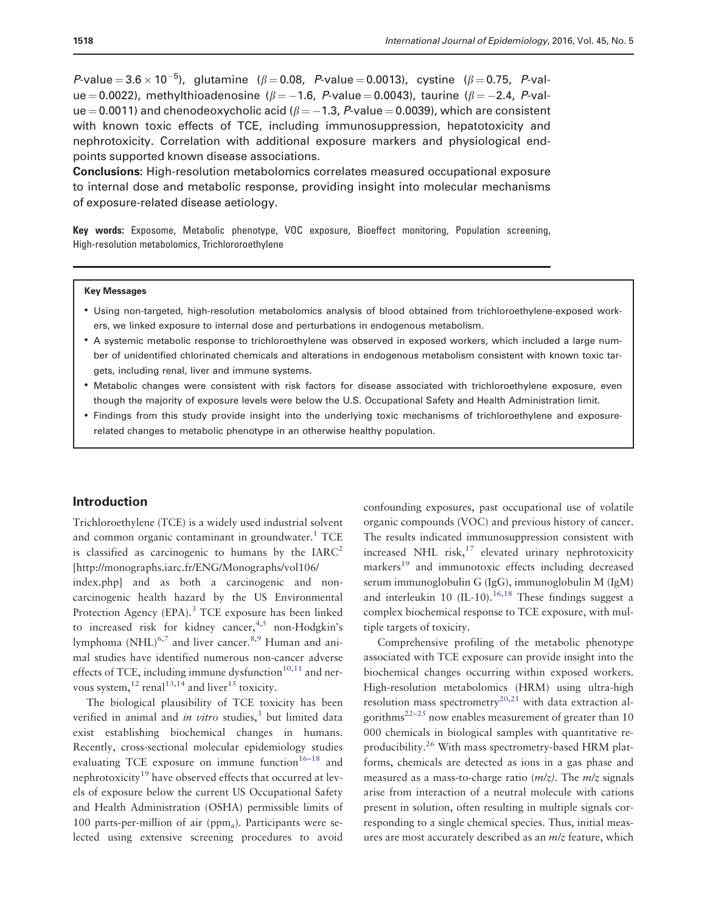$P$-value $= 3.6 \times 10^{-5}$), glutamine ($\beta = 0.08$, $P$-value $= 0.0013$), cystine ($\beta = 0.75$, $P$-value $= 0.0022$), methylthioadenosine ($\beta = -1.6$, $P$-value $= 0.0043$), taurine ($\beta = -2.4$, $P$-value $= 0.0011$) and chenodeoxycholic acid ($\beta = -1.3$, $P$-value $= 0.0039$), which are consistent with known toxic effects of TCE, including immunosuppression, hepatotoxicity and nephrotoxicity. Correlation with additional exposure markers and physiological endpoints supported known disease associations.

**Conclusions:** High-resolution metabolomics correlates measured occupational exposure to internal dose and metabolic response, providing insight into molecular mechanisms of exposure-related disease aetiology.

**Key words:** Exposome, Metabolic phenotype, VOC exposure, Bioeffect monitoring, Population screening, High-resolution metabolomics, Trichlororoethylene

**Key Messages**

- Using non-targeted, high-resolution metabolomics analysis of blood obtained from trichloroethylene-exposed workers, we linked exposure to internal dose and perturbations in endogenous metabolism.
- A systemic metabolic response to trichloroethylene was observed in exposed workers, which included a large number of unidentified chlorinated chemicals and alterations in endogenous metabolism consistent with known toxic targets, including renal, liver and immune systems.
- Metabolic changes were consistent with risk factors for disease associated with trichloroethylene exposure, even though the majority of exposure levels were below the U.S. Occupational Safety and Health Administration limit.
- Findings from this study provide insight into the underlying toxic mechanisms of trichloroethylene and exposure-related changes to metabolic phenotype in an otherwise healthy population.

## Introduction

Trichloroethylene (TCE) is a widely used industrial solvent and common organic contaminant in groundwater.[1] TCE is classified as carcinogenic to humans by the IARC[2] [http://monographs.iarc.fr/ENG/Monographs/vol106/index.php] and as both a carcinogenic and non-carcinogenic health hazard by the US Environmental Protection Agency (EPA).[3] TCE exposure has been linked to increased risk for kidney cancer,[4,5] non-Hodgkin's lymphoma (NHL)[6,7] and liver cancer.[8,9] Human and animal studies have identified numerous non-cancer adverse effects of TCE, including immune dysfunction[10,11] and nervous system,[12] renal[13,14] and liver[15] toxicity.

The biological plausibility of TCE toxicity has been verified in animal and *in vitro* studies,[3] but limited data exist establishing biochemical changes in humans. Recently, cross-sectional molecular epidemiology studies evaluating TCE exposure on immune function[16–18] and nephrotoxicity[19] have observed effects that occurred at levels of exposure below the current US Occupational Safety and Health Administration (OSHA) permissible limits of 100 parts-per-million of air (ppm$_a$). Participants were selected using extensive screening procedures to avoid confounding exposures, past occupational use of volatile organic compounds (VOC) and previous history of cancer. The results indicated immunosuppression consistent with increased NHL risk,[17] elevated urinary nephrotoxicity markers[19] and immunotoxic effects including decreased serum immunoglobulin G (IgG), immunoglobulin M (IgM) and interleukin 10 (IL-10).[16,18] These findings suggest a complex biochemical response to TCE exposure, with multiple targets of toxicity.

Comprehensive profiling of the metabolic phenotype associated with TCE exposure can provide insight into the biochemical changes occurring within exposed workers. High-resolution metabolomics (HRM) using ultra-high resolution mass spectrometry[20,21] with data extraction algorithms[22–25] now enables measurement of greater than 10 000 chemicals in biological samples with quantitative reproducibility.[26] With mass spectrometry-based HRM platforms, chemicals are detected as ions in a gas phase and measured as a mass-to-charge ratio ($m/z$). The $m/z$ signals arise from interaction of a neutral molecule with cations present in solution, often resulting in multiple signals corresponding to a single chemical species. Thus, initial measures are most accurately described as an $m/z$ feature, which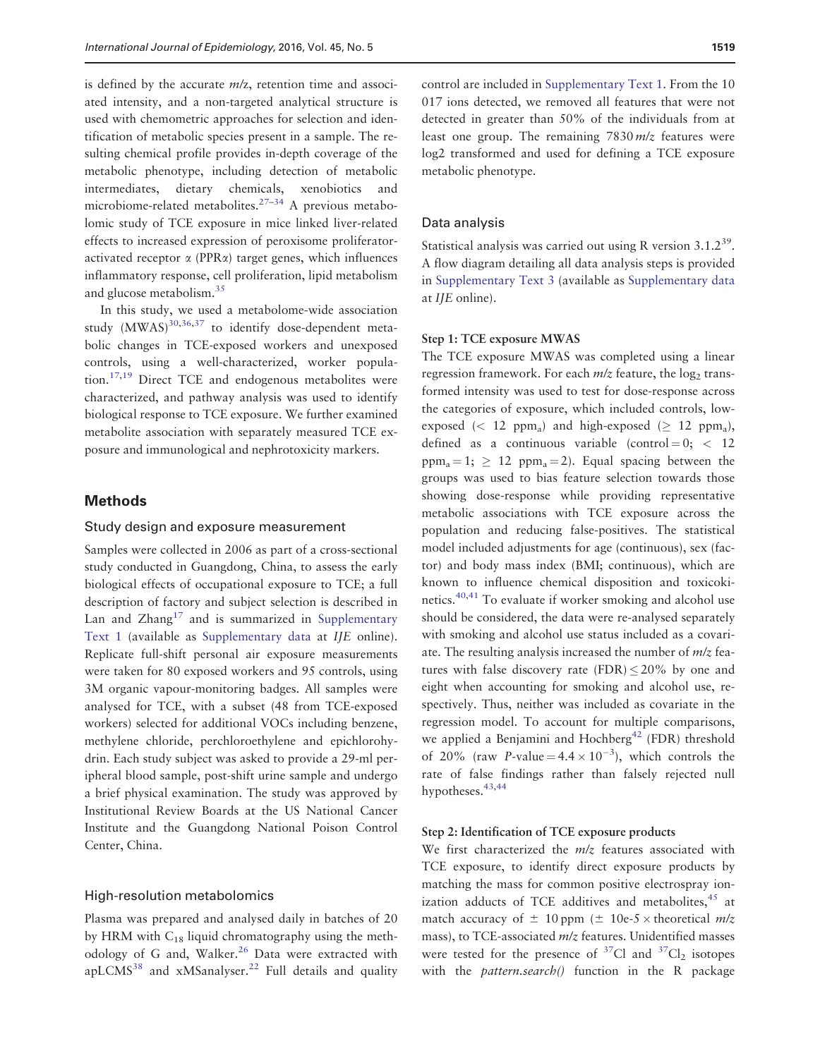is defined by the accurate *m/z*, retention time and associated intensity, and a non-targeted analytical structure is used with chemometric approaches for selection and identification of metabolic species present in a sample. The resulting chemical profile provides in-depth coverage of the metabolic phenotype, including detection of metabolic intermediates, dietary chemicals, xenobiotics and microbiome-related metabolites.[27–34] A previous metabolomic study of TCE exposure in mice linked liver-related effects to increased expression of peroxisome proliferator-activated receptor α (PPRα) target genes, which influences inflammatory response, cell proliferation, lipid metabolism and glucose metabolism.[35]

In this study, we used a metabolome-wide association study (MWAS)[30,36,37] to identify dose-dependent metabolic changes in TCE-exposed workers and unexposed controls, using a well-characterized, worker population.[17,19] Direct TCE and endogenous metabolites were characterized, and pathway analysis was used to identify biological response to TCE exposure. We further examined metabolite association with separately measured TCE exposure and immunological and nephrotoxicity markers.

## Methods

### Study design and exposure measurement

Samples were collected in 2006 as part of a cross-sectional study conducted in Guangdong, China, to assess the early biological effects of occupational exposure to TCE; a full description of factory and subject selection is described in Lan and Zhang[17] and is summarized in Supplementary Text 1 (available as Supplementary data at *IJE* online). Replicate full-shift personal air exposure measurements were taken for 80 exposed workers and 95 controls, using 3M organic vapour-monitoring badges. All samples were analysed for TCE, with a subset (48 from TCE-exposed workers) selected for additional VOCs including benzene, methylene chloride, perchloroethylene and epichlorohydrin. Each study subject was asked to provide a 29-ml peripheral blood sample, post-shift urine sample and undergo a brief physical examination. The study was approved by Institutional Review Boards at the US National Cancer Institute and the Guangdong National Poison Control Center, China.

### High-resolution metabolomics

Plasma was prepared and analysed daily in batches of 20 by HRM with $C_{18}$ liquid chromatography using the methodology of G and, Walker.[26] Data were extracted with apLCMS[38] and xMSanalyser.[22] Full details and quality control are included in Supplementary Text 1. From the 10 017 ions detected, we removed all features that were not detected in greater than 50% of the individuals from at least one group. The remaining 7830 *m/z* features were log2 transformed and used for defining a TCE exposure metabolic phenotype.

### Data analysis

Statistical analysis was carried out using R version 3.1.2[39]. A flow diagram detailing all data analysis steps is provided in Supplementary Text 3 (available as Supplementary data at *IJE* online).

#### Step 1: TCE exposure MWAS

The TCE exposure MWAS was completed using a linear regression framework. For each *m/z* feature, the $\log_2$ transformed intensity was used to test for dose-response across the categories of exposure, which included controls, low-exposed ($< 12$ $ppm_a$) and high-exposed ($\geq 12$ $ppm_a$), defined as a continuous variable (control = 0; $< 12$ $ppm_a = 1$; $\geq 12$ $ppm_a = 2$). Equal spacing between the groups was used to bias feature selection towards those showing dose-response while providing representative metabolic associations with TCE exposure across the population and reducing false-positives. The statistical model included adjustments for age (continuous), sex (factor) and body mass index (BMI; continuous), which are known to influence chemical disposition and toxicokinetics.[40,41] To evaluate if worker smoking and alcohol use should be considered, the data were re-analysed separately with smoking and alcohol use status included as a covariate. The resulting analysis increased the number of *m/z* features with false discovery rate (FDR) $\leq 20\%$ by one and eight when accounting for smoking and alcohol use, respectively. Thus, neither was included as covariate in the regression model. To account for multiple comparisons, we applied a Benjamini and Hochberg[42] (FDR) threshold of 20% (raw $P\text{-value} = 4.4 \times 10^{-3}$), which controls the rate of false findings rather than falsely rejected null hypotheses.[43,44]

#### Step 2: Identification of TCE exposure products

We first characterized the *m/z* features associated with TCE exposure, to identify direct exposure products by matching the mass for common positive electrospray ionization adducts of TCE additives and metabolites,[45] at match accuracy of $\pm$ 10 ppm ($\pm$ 10e-5 $\times$ theoretical *m/z* mass), to TCE-associated *m/z* features. Unidentified masses were tested for the presence of $^{37}Cl$ and $^{37}Cl_2$ isotopes with the *pattern.search()* function in the R package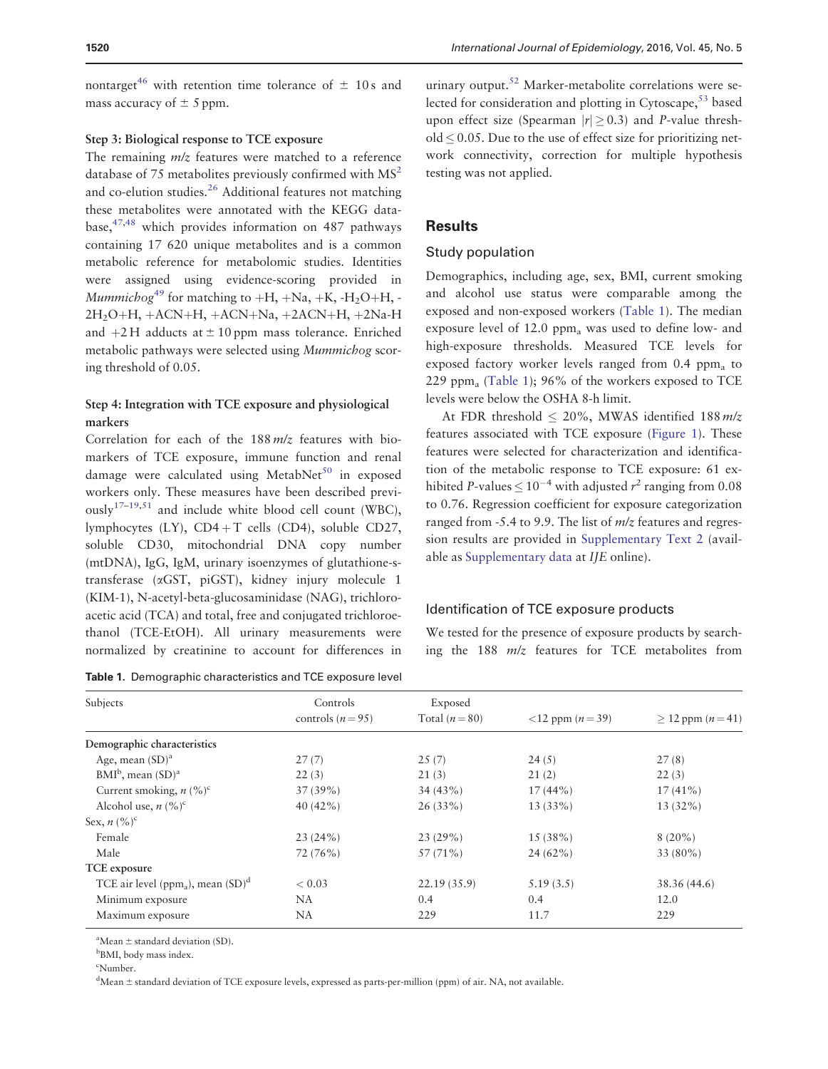nontarget[46] with retention time tolerance of ± 10 s and mass accuracy of ± 5 ppm.

### Step 3: Biological response to TCE exposure

The remaining *m/z* features were matched to a reference database of 75 metabolites previously confirmed with $MS^2$ and co-elution studies.[26] Additional features not matching these metabolites were annotated with the KEGG database,[47,48] which provides information on 487 pathways containing 17 620 unique metabolites and is a common metabolic reference for metabolomic studies. Identities were assigned using evidence-scoring provided in *Mummichog*[49] for matching to +H, +Na, +K, $-H_2O$+H, $-2H_2O$+H, +ACN+H, +ACN+Na, +2ACN+H, +2Na-H and +2 H adducts at ± 10 ppm mass tolerance. Enriched metabolic pathways were selected using *Mummichog* scoring threshold of 0.05.

### Step 4: Integration with TCE exposure and physiological markers

Correlation for each of the 188 *m/z* features with biomarkers of TCE exposure, immune function and renal damage were calculated using MetabNet[50] in exposed workers only. These measures have been described previously[17–19,51] and include white blood cell count (WBC), lymphocytes (LY), CD4 + T cells (CD4), soluble CD27, soluble CD30, mitochondrial DNA copy number (mtDNA), IgG, IgM, urinary isoenzymes of glutathione-s-transferase (αGST, piGST), kidney injury molecule 1 (KIM-1), N-acetyl-beta-glucosaminidase (NAG), trichloroacetic acid (TCA) and total, free and conjugated trichloroethanol (TCE-EtOH). All urinary measurements were normalized by creatinine to account for differences in urinary output.[52] Marker-metabolite correlations were selected for consideration and plotting in Cytoscape,[53] based upon effect size (Spearman $|r| \geq 0.3$) and *P*-value threshold $\leq 0.05$. Due to the use of effect size for prioritizing network connectivity, correction for multiple hypothesis testing was not applied.

## Results

### Study population

Demographics, including age, sex, BMI, current smoking and alcohol use status were comparable among the exposed and non-exposed workers (Table 1). The median exposure level of 12.0 $ppm_a$ was used to define low- and high-exposure thresholds. Measured TCE levels for exposed factory worker levels ranged from 0.4 $ppm_a$ to 229 $ppm_a$ (Table 1); 96% of the workers exposed to TCE levels were below the OSHA 8-h limit.

At FDR threshold ≤ 20%, MWAS identified 188 *m/z* features associated with TCE exposure (Figure 1). These features were selected for characterization and identification of the metabolic response to TCE exposure: 61 exhibited *P*-values $\leq 10^{-4}$ with adjusted $r^2$ ranging from 0.08 to 0.76. Regression coefficient for exposure categorization ranged from -5.4 to 9.9. The list of *m/z* features and regression results are provided in Supplementary Text 2 (available as Supplementary data at *IJE* online).

### Identification of TCE exposure products

We tested for the presence of exposure products by searching the 188 *m/z* features for TCE metabolites from

**Table 1.** Demographic characteristics and TCE exposure level

| Subjects | Controls | Exposed | | |
|---|---|---|---|---|
| | controls (*n* = 95) | Total (*n* = 80) | <12 ppm (*n* = 39) | ≥ 12 ppm (*n* = 41) |
| **Demographic characteristics** | | | | |
| Age, mean (SD)[a] | 27 (7) | 25 (7) | 24 (5) | 27 (8) |
| BMI[b], mean (SD)[a] | 22 (3) | 21 (3) | 21 (2) | 22 (3) |
| Current smoking, *n* (%)[c] | 37 (39%) | 34 (43%) | 17 (44%) | 17 (41%) |
| Alcohol use, *n* (%)[c] | 40 (42%) | 26 (33%) | 13 (33%) | 13 (32%) |
| Sex, *n* (%)[c] | | | | |
| Female | 23 (24%) | 23 (29%) | 15 (38%) | 8 (20%) |
| Male | 72 (76%) | 57 (71%) | 24 (62%) | 33 (80%) |
| **TCE exposure** | | | | |
| TCE air level ($ppm_a$), mean (SD)[d] | < 0.03 | 22.19 (35.9) | 5.19 (3.5) | 38.36 (44.6) |
| Minimum exposure | NA | 0.4 | 0.4 | 12.0 |
| Maximum exposure | NA | 229 | 11.7 | 229 |

[a]Mean ± standard deviation (SD).

[b]BMI, body mass index.

[c]Number.

[d]Mean ± standard deviation of TCE exposure levels, expressed as parts-per-million (ppm) of air. NA, not available.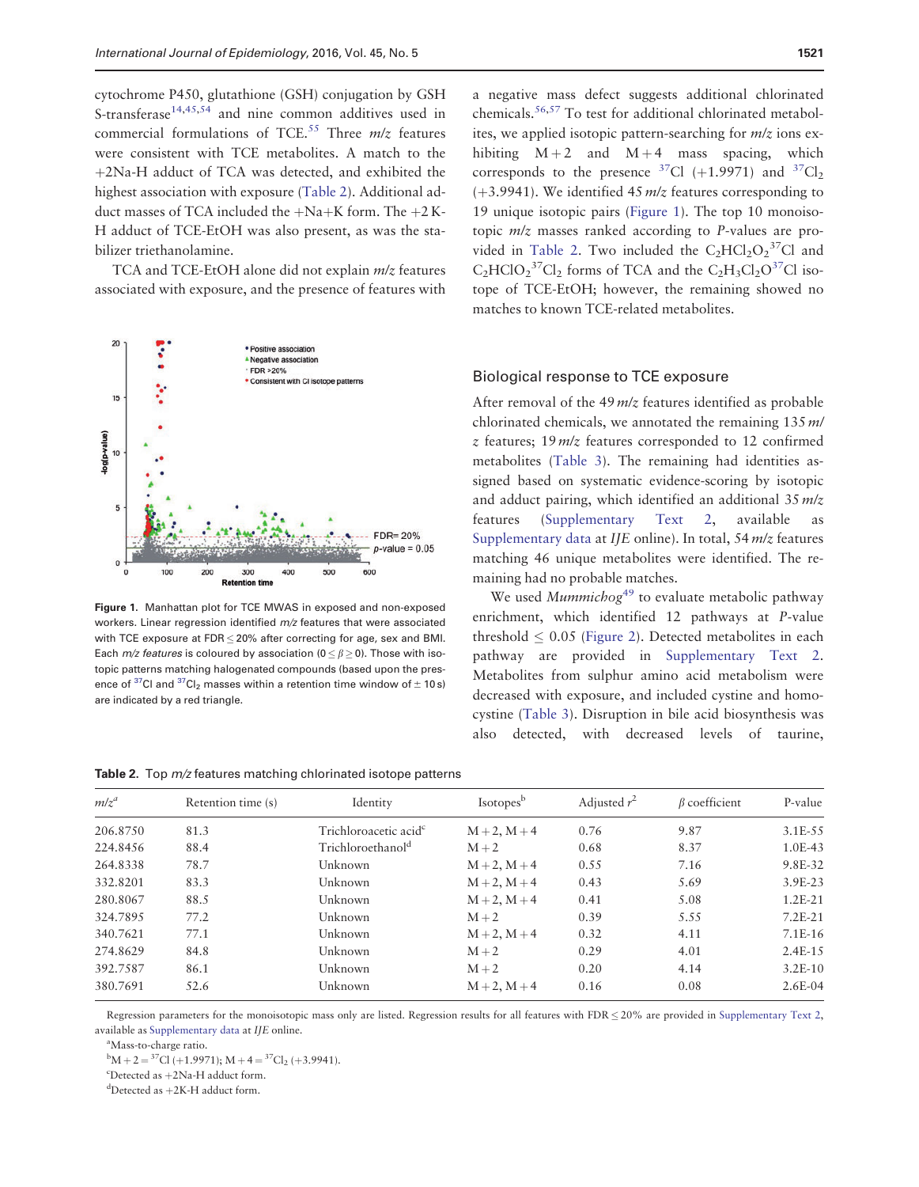cytochrome P450, glutathione (GSH) conjugation by GSH S-transferase[14,45,54] and nine common additives used in commercial formulations of TCE.[55] Three *m/z* features were consistent with TCE metabolites. A match to the +2Na-H adduct of TCA was detected, and exhibited the highest association with exposure (Table 2). Additional adduct masses of TCA included the +Na+K form. The +2 K-H adduct of TCE-EtOH was also present, as was the stabilizer triethanolamine.

TCA and TCE-EtOH alone did not explain *m/z* features associated with exposure, and the presence of features with a negative mass defect suggests additional chlorinated chemicals.[56,57] To test for additional chlorinated metabolites, we applied isotopic pattern-searching for *m/z* ions exhibiting M + 2 and M + 4 mass spacing, which corresponds to the presence $^{37}$Cl (+1.9971) and $^{37}Cl_2$ (+3.9941). We identified 45 *m/z* features corresponding to 19 unique isotopic pairs (Figure 1). The top 10 monoisotopic *m/z* masses ranked according to *P*-values are provided in Table 2. Two included the $C_2HCl_2O_2{}^{37}Cl$ and $C_2HClO_2{}^{37}Cl_2$ forms of TCA and the $C_2H_3Cl_2O^{37}Cl$ isotope of TCE-EtOH; however, the remaining showed no matches to known TCE-related metabolites.

**Figure 1.** Manhattan plot for TCE MWAS in exposed and non-exposed workers. Linear regression identified *m/z* features that were associated with TCE exposure at FDR ≤ 20% after correcting for age, sex and BMI. Each *m/z features* is coloured by association (0 ≤ β ≥ 0). Those with isotopic patterns matching halogenated compounds (based upon the presence of $^{37}$Cl and $^{37}Cl_2$ masses within a retention time window of ± 10 s) are indicated by a red triangle.

## Biological response to TCE exposure

After removal of the 49 *m/z* features identified as probable chlorinated chemicals, we annotated the remaining 135 *m/z* features; 19 *m/z* features corresponded to 12 confirmed metabolites (Table 3). The remaining had identities assigned based on systematic evidence-scoring by isotopic and adduct pairing, which identified an additional 35 *m/z* features (Supplementary Text 2, available as Supplementary data at *IJE* online). In total, 54 *m/z* features matching 46 unique metabolites were identified. The remaining had no probable matches.

We used *Mummichog*[49] to evaluate metabolic pathway enrichment, which identified 12 pathways at *P*-value threshold ≤ 0.05 (Figure 2). Detected metabolites in each pathway are provided in Supplementary Text 2. Metabolites from sulphur amino acid metabolism were decreased with exposure, and included cystine and homocystine (Table 3). Disruption in bile acid biosynthesis was also detected, with decreased levels of taurine,

**Table 2.** Top *m/z* features matching chlorinated isotope patterns

| *m/z*[a] | Retention time (s) | Identity | Isotopes[b] | Adjusted $r^2$ | β coefficient | P-value |
|---|---|---|---|---|---|---|
| 206.8750 | 81.3 | Trichloroacetic acid[c] | M + 2, M + 4 | 0.76 | 9.87 | 3.1E-55 |
| 224.8456 | 88.4 | Trichloroethanol[d] | M + 2 | 0.68 | 8.37 | 1.0E-43 |
| 264.8338 | 78.7 | Unknown | M + 2, M + 4 | 0.55 | 7.16 | 9.8E-32 |
| 332.8201 | 83.3 | Unknown | M + 2, M + 4 | 0.43 | 5.69 | 3.9E-23 |
| 280.8067 | 88.5 | Unknown | M + 2, M + 4 | 0.41 | 5.08 | 1.2E-21 |
| 324.7895 | 77.2 | Unknown | M + 2 | 0.39 | 5.55 | 7.2E-21 |
| 340.7621 | 77.1 | Unknown | M + 2, M + 4 | 0.32 | 4.11 | 7.1E-16 |
| 274.8629 | 84.8 | Unknown | M + 2 | 0.29 | 4.01 | 2.4E-15 |
| 392.7587 | 86.1 | Unknown | M + 2 | 0.20 | 4.14 | 3.2E-10 |
| 380.7691 | 52.6 | Unknown | M + 2, M + 4 | 0.16 | 0.08 | 2.6E-04 |

Regression parameters for the monoisotopic mass only are listed. Regression results for all features with FDR ≤ 20% are provided in Supplementary Text 2, available as Supplementary data at *IJE* online.

[a]Mass-to-charge ratio.

[b]M + 2 = $^{37}$Cl (+1.9971); M + 4 = $^{37}Cl_2$ (+3.9941).

[c]Detected as +2Na-H adduct form.

[d]Detected as +2K-H adduct form.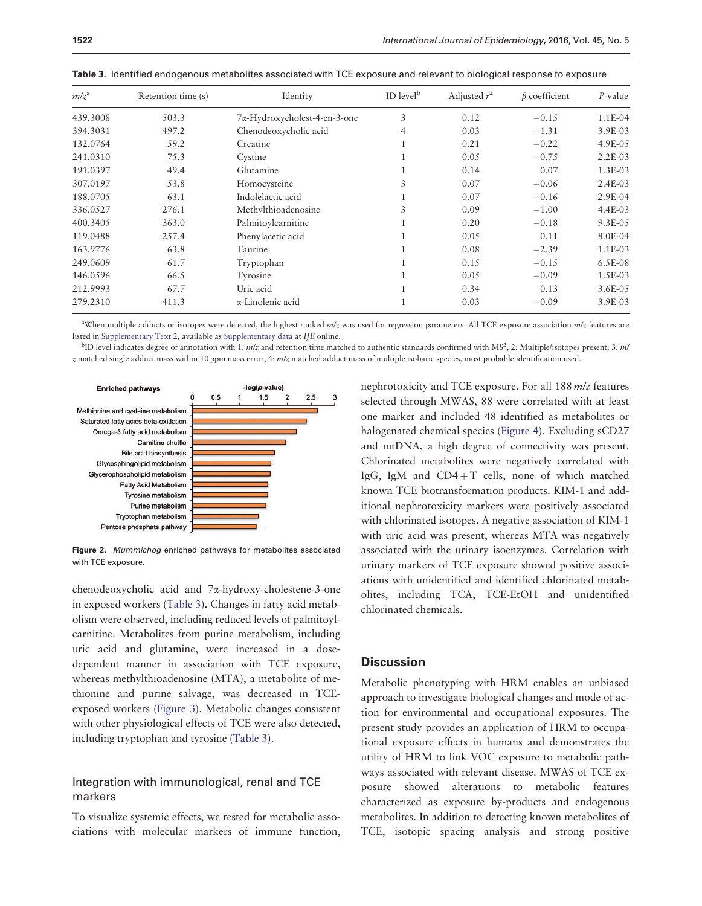**Table 3.** Identified endogenous metabolites associated with TCE exposure and relevant to biological response to exposure

| $m/z$[a] | Retention time (s) | Identity | ID level[b] | Adjusted $r^2$ | $\beta$ coefficient | $P$-value |
|---|---|---|---|---|---|---|
| 439.3008 | 503.3 | 7α-Hydroxycholest-4-en-3-one | 3 | 0.12 | −0.15 | 1.1E-04 |
| 394.3031 | 497.2 | Chenodeoxycholic acid | 4 | 0.03 | −1.31 | 3.9E-03 |
| 132.0764 | 59.2 | Creatine | 1 | 0.21 | −0.22 | 4.9E-05 |
| 241.0310 | 75.3 | Cystine | 1 | 0.05 | −0.75 | 2.2E-03 |
| 191.0397 | 49.4 | Glutamine | 1 | 0.14 | 0.07 | 1.3E-03 |
| 307.0197 | 53.8 | Homocysteine | 3 | 0.07 | −0.06 | 2.4E-03 |
| 188.0705 | 63.1 | Indolelactic acid | 1 | 0.07 | −0.16 | 2.9E-04 |
| 336.0527 | 276.1 | Methylthioadenosine | 3 | 0.09 | −1.00 | 4.4E-03 |
| 400.3405 | 363.0 | Palmitoylcarnitine | 1 | 0.20 | −0.18 | 9.3E-05 |
| 119.0488 | 257.4 | Phenylacetic acid | 1 | 0.05 | 0.11 | 8.0E-04 |
| 163.9776 | 63.8 | Taurine | 1 | 0.08 | −2.39 | 1.1E-03 |
| 249.0609 | 61.7 | Tryptophan | 1 | 0.15 | −0.15 | 6.5E-08 |
| 146.0596 | 66.5 | Tyrosine | 1 | 0.05 | −0.09 | 1.5E-03 |
| 212.9993 | 67.7 | Uric acid | 1 | 0.34 | 0.13 | 3.6E-05 |
| 279.2310 | 411.3 | α-Linolenic acid | 1 | 0.03 | −0.09 | 3.9E-03 |

[a]When multiple adducts or isotopes were detected, the highest ranked $m/z$ was used for regression parameters. All TCE exposure association $m/z$ features are listed in Supplementary Text 2, available as Supplementary data at *IJE* online.

[b]ID level indicates degree of annotation with 1: $m/z$ and retention time matched to authentic standards confirmed with MS[2], 2: Multiple/isotopes present; 3: $m/z$ matched single adduct mass within 10 ppm mass error, 4: $m/z$ matched adduct mass of multiple isobaric species, most probable identification used.

**Figure 2.** *Mummichog* enriched pathways for metabolites associated with TCE exposure.

chenodeoxycholic acid and 7α-hydroxy-cholestene-3-one in exposed workers (Table 3). Changes in fatty acid metabolism were observed, including reduced levels of palmitoylcarnitine. Metabolites from purine metabolism, including uric acid and glutamine, were increased in a dose-dependent manner in association with TCE exposure, whereas methylthioadenosine (MTA), a metabolite of methionine and purine salvage, was decreased in TCE-exposed workers (Figure 3). Metabolic changes consistent with other physiological effects of TCE were also detected, including tryptophan and tyrosine (Table 3).

### Integration with immunological, renal and TCE markers

To visualize systemic effects, we tested for metabolic associations with molecular markers of immune function, nephrotoxicity and TCE exposure. For all 188 $m/z$ features selected through MWAS, 88 were correlated with at least one marker and included 48 identified as metabolites or halogenated chemical species (Figure 4). Excluding sCD27 and mtDNA, a high degree of connectivity was present. Chlorinated metabolites were negatively correlated with IgG, IgM and CD4 + T cells, none of which matched known TCE biotransformation products. KIM-1 and additional nephrotoxicity markers were positively associated with chlorinated isotopes. A negative association of KIM-1 with uric acid was present, whereas MTA was negatively associated with the urinary isoenzymes. Correlation with urinary markers of TCE exposure showed positive associations with unidentified and identified chlorinated metabolites, including TCA, TCE-EtOH and unidentified chlorinated chemicals.

## Discussion

Metabolic phenotyping with HRM enables an unbiased approach to investigate biological changes and mode of action for environmental and occupational exposures. The present study provides an application of HRM to occupational exposure effects in humans and demonstrates the utility of HRM to link VOC exposure to metabolic pathways associated with relevant disease. MWAS of TCE exposure showed alterations to metabolic features characterized as exposure by-products and endogenous metabolites. In addition to detecting known metabolites of TCE, isotopic spacing analysis and strong positive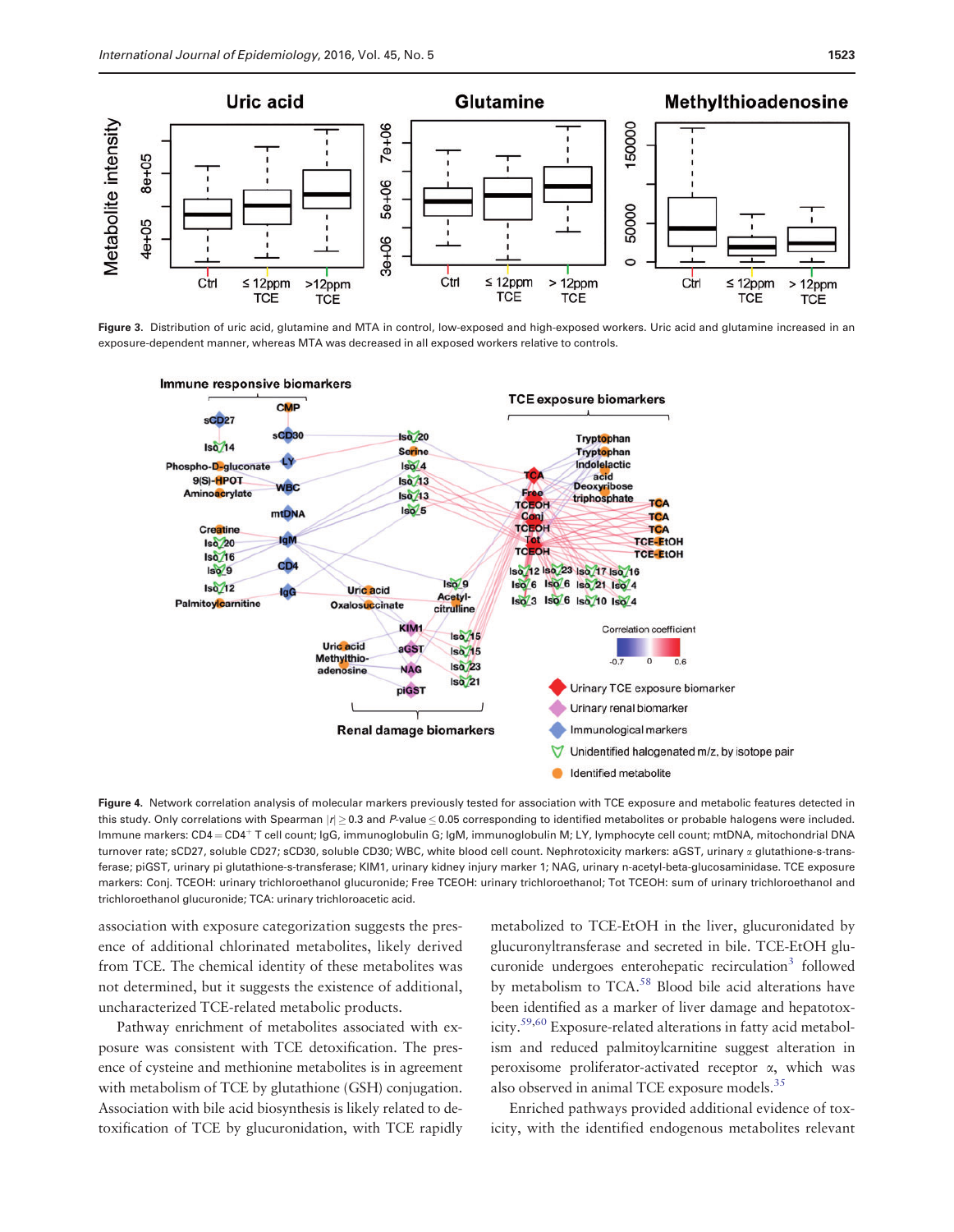**Figure 3.** Distribution of uric acid, glutamine and MTA in control, low-exposed and high-exposed workers. Uric acid and glutamine increased in an exposure-dependent manner, whereas MTA was decreased in all exposed workers relative to controls.

**Figure 4.** Network correlation analysis of molecular markers previously tested for association with TCE exposure and metabolic features detected in this study. Only correlations with Spearman $|r| \geq 0.3$ and $P$-value $\leq 0.05$ corresponding to identified metabolites or probable halogens were included. Immune markers: CD4 = $CD4^{+}$ T cell count; IgG, immunoglobulin G; IgM, immunoglobulin M; LY, lymphocyte cell count; mtDNA, mitochondrial DNA turnover rate; sCD27, soluble CD27; sCD30, soluble CD30; WBC, white blood cell count. Nephrotoxicity markers: aGST, urinary $\alpha$ glutathione-s-transferase; piGST, urinary pi glutathione-s-transferase; KIM1, urinary kidney injury marker 1; NAG, urinary n-acetyl-beta-glucosaminidase. TCE exposure markers: Conj. TCEOH: urinary trichloroethanol glucuronide; Free TCEOH: urinary trichloroethanol; Tot TCEOH: sum of urinary trichloroethanol and trichloroethanol glucuronide; TCA: urinary trichloroacetic acid.

association with exposure categorization suggests the presence of additional chlorinated metabolites, likely derived from TCE. The chemical identity of these metabolites was not determined, but it suggests the existence of additional, uncharacterized TCE-related metabolic products.

Pathway enrichment of metabolites associated with exposure was consistent with TCE detoxification. The presence of cysteine and methionine metabolites is in agreement with metabolism of TCE by glutathione (GSH) conjugation. Association with bile acid biosynthesis is likely related to detoxification of TCE by glucuronidation, with TCE rapidly metabolized to TCE-EtOH in the liver, glucuronidated by glucuronyltransferase and secreted in bile. TCE-EtOH glucuronide undergoes enterohepatic recirculation[3] followed by metabolism to TCA.[58] Blood bile acid alterations have been identified as a marker of liver damage and hepatotoxicity.[59,60] Exposure-related alterations in fatty acid metabolism and reduced palmitoylcarnitine suggest alteration in peroxisome proliferator-activated receptor $\alpha$, which was also observed in animal TCE exposure models.[35]

Enriched pathways provided additional evidence of toxicity, with the identified endogenous metabolites relevant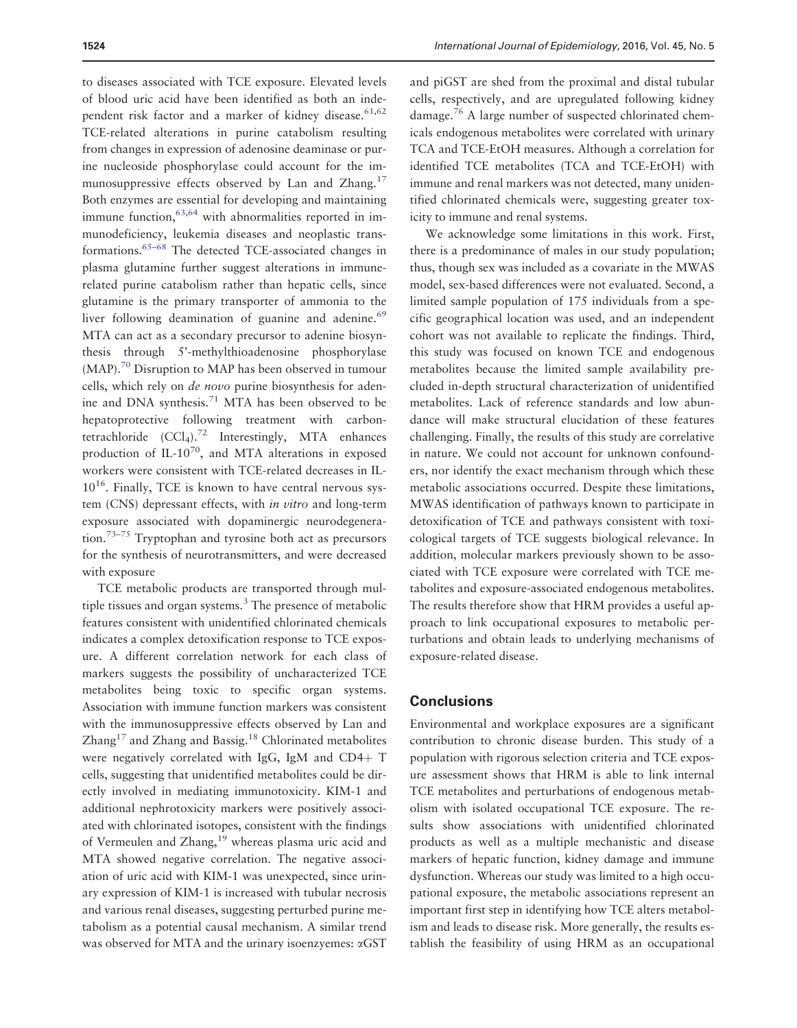to diseases associated with TCE exposure. Elevated levels of blood uric acid have been identified as both an independent risk factor and a marker of kidney disease.[61,62] TCE-related alterations in purine catabolism resulting from changes in expression of adenosine deaminase or purine nucleoside phosphorylase could account for the immunosuppressive effects observed by Lan and Zhang.[17] Both enzymes are essential for developing and maintaining immune function,[63,64] with abnormalities reported in immunodeficiency, leukemia diseases and neoplastic transformations.[65–68] The detected TCE-associated changes in plasma glutamine further suggest alterations in immune-related purine catabolism rather than hepatic cells, since glutamine is the primary transporter of ammonia to the liver following deamination of guanine and adenine.[69] MTA can act as a secondary precursor to adenine biosynthesis through 5'-methylthioadenosine phosphorylase (MAP).[70] Disruption to MAP has been observed in tumour cells, which rely on *de novo* purine biosynthesis for adenine and DNA synthesis.[71] MTA has been observed to be hepatoprotective following treatment with carbontetrachloride ($CCl_4$).[72] Interestingly, MTA enhances production of IL-10[70], and MTA alterations in exposed workers were consistent with TCE-related decreases in IL-10[16]. Finally, TCE is known to have central nervous system (CNS) depressant effects, with *in vitro* and long-term exposure associated with dopaminergic neurodegeneration.[73–75] Tryptophan and tyrosine both act as precursors for the synthesis of neurotransmitters, and were decreased with exposure

TCE metabolic products are transported through multiple tissues and organ systems.[3] The presence of metabolic features consistent with unidentified chlorinated chemicals indicates a complex detoxification response to TCE exposure. A different correlation network for each class of markers suggests the possibility of uncharacterized TCE metabolites being toxic to specific organ systems. Association with immune function markers was consistent with the immunosuppressive effects observed by Lan and Zhang[17] and Zhang and Bassig.[18] Chlorinated metabolites were negatively correlated with IgG, IgM and CD4+ T cells, suggesting that unidentified metabolites could be directly involved in mediating immunotoxicity. KIM-1 and additional nephrotoxicity markers were positively associated with chlorinated isotopes, consistent with the findings of Vermeulen and Zhang,[19] whereas plasma uric acid and MTA showed negative correlation. The negative association of uric acid with KIM-1 was unexpected, since urinary expression of KIM-1 is increased with tubular necrosis and various renal diseases, suggesting perturbed purine metabolism as a potential causal mechanism. A similar trend was observed for MTA and the urinary isoenzymes: αGST and piGST are shed from the proximal and distal tubular cells, respectively, and are upregulated following kidney damage.[76] A large number of suspected chlorinated chemicals endogenous metabolites were correlated with urinary TCA and TCE-EtOH measures. Although a correlation for identified TCE metabolites (TCA and TCE-EtOH) with immune and renal markers was not detected, many unidentified chlorinated chemicals were, suggesting greater toxicity to immune and renal systems.

We acknowledge some limitations in this work. First, there is a predominance of males in our study population; thus, though sex was included as a covariate in the MWAS model, sex-based differences were not evaluated. Second, a limited sample population of 175 individuals from a specific geographical location was used, and an independent cohort was not available to replicate the findings. Third, this study was focused on known TCE and endogenous metabolites because the limited sample availability precluded in-depth structural characterization of unidentified metabolites. Lack of reference standards and low abundance will make structural elucidation of these features challenging. Finally, the results of this study are correlative in nature. We could not account for unknown confounders, nor identify the exact mechanism through which these metabolic associations occurred. Despite these limitations, MWAS identification of pathways known to participate in detoxification of TCE and pathways consistent with toxicological targets of TCE suggests biological relevance. In addition, molecular markers previously shown to be associated with TCE exposure were correlated with TCE metabolites and exposure-associated endogenous metabolites. The results therefore show that HRM provides a useful approach to link occupational exposures to metabolic perturbations and obtain leads to underlying mechanisms of exposure-related disease.

## Conclusions

Environmental and workplace exposures are a significant contribution to chronic disease burden. This study of a population with rigorous selection criteria and TCE exposure assessment shows that HRM is able to link internal TCE metabolites and perturbations of endogenous metabolism with isolated occupational TCE exposure. The results show associations with unidentified chlorinated products as well as a multiple mechanistic and disease markers of hepatic function, kidney damage and immune dysfunction. Whereas our study was limited to a high occupational exposure, the metabolic associations represent an important first step in identifying how TCE alters metabolism and leads to disease risk. More generally, the results establish the feasibility of using HRM as an occupational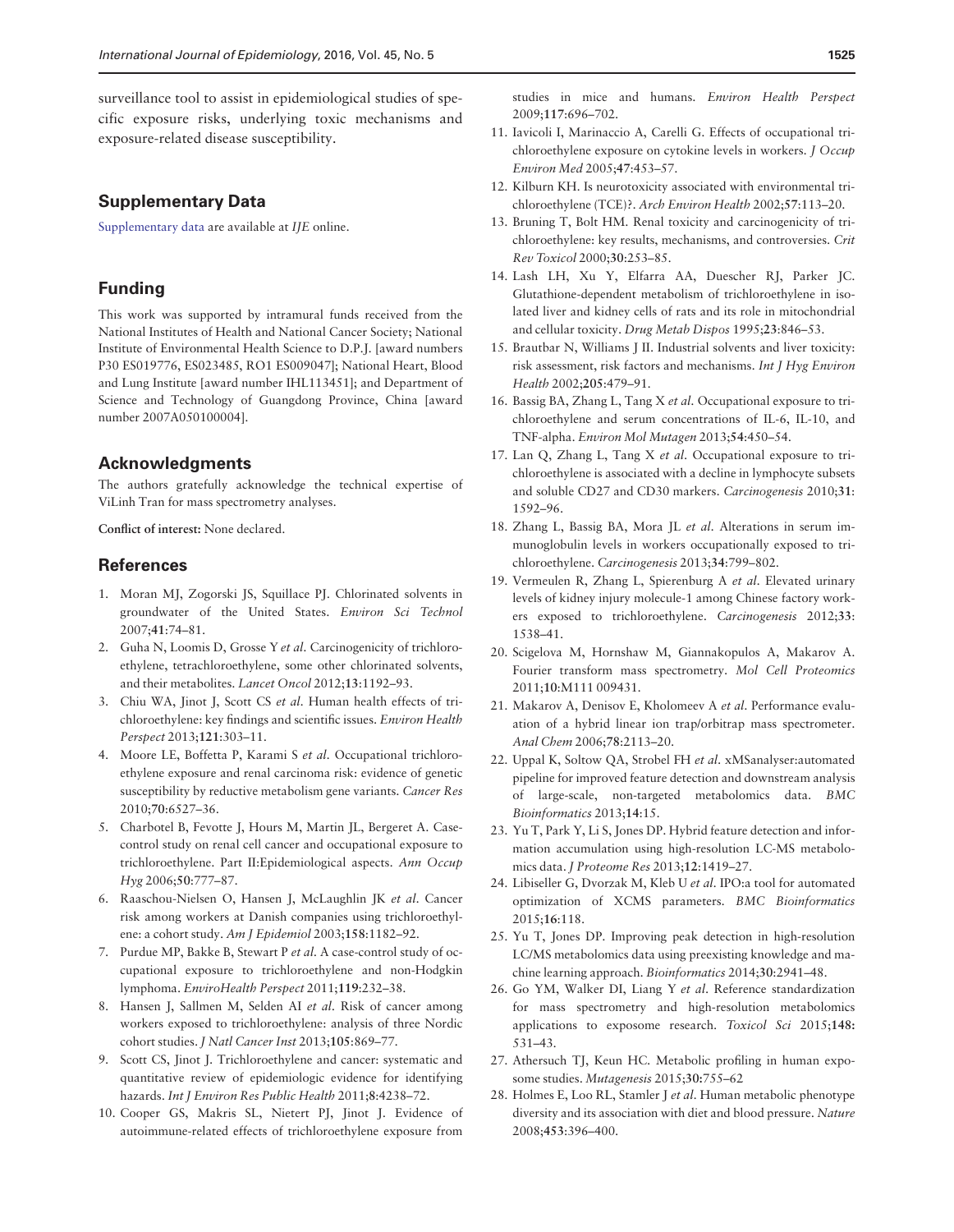surveillance tool to assist in epidemiological studies of specific exposure risks, underlying toxic mechanisms and exposure-related disease susceptibility.

## Supplementary Data

Supplementary data are available at *IJE* online.

## Funding

This work was supported by intramural funds received from the National Institutes of Health and National Cancer Society; National Institute of Environmental Health Science to D.P.J. [award numbers P30 ES019776, ES023485, RO1 ES009047]; National Heart, Blood and Lung Institute [award number IHL113451]; and Department of Science and Technology of Guangdong Province, China [award number 2007A050100004].

## Acknowledgments

The authors gratefully acknowledge the technical expertise of ViLinh Tran for mass spectrometry analyses.

**Conflict of interest:** None declared.

## References

1. Moran MJ, Zogorski JS, Squillace PJ. Chlorinated solvents in groundwater of the United States. *Environ Sci Technol* 2007;**41**:74–81.
2. Guha N, Loomis D, Grosse Y *et al*. Carcinogenicity of trichloroethylene, tetrachloroethylene, some other chlorinated solvents, and their metabolites. *Lancet Oncol* 2012;**13**:1192–93.
3. Chiu WA, Jinot J, Scott CS *et al*. Human health effects of trichloroethylene: key findings and scientific issues. *Environ Health Perspect* 2013;**121**:303–11.
4. Moore LE, Boffetta P, Karami S *et al*. Occupational trichloroethylene exposure and renal carcinoma risk: evidence of genetic susceptibility by reductive metabolism gene variants. *Cancer Res* 2010;**70**:6527–36.
5. Charbotel B, Fevotte J, Hours M, Martin JL, Bergeret A. Case-control study on renal cell cancer and occupational exposure to trichloroethylene. Part II:Epidemiological aspects. *Ann Occup Hyg* 2006;**50**:777–87.
6. Raaschou-Nielsen O, Hansen J, McLaughlin JK *et al*. Cancer risk among workers at Danish companies using trichloroethylene: a cohort study. *Am J Epidemiol* 2003;**158**:1182–92.
7. Purdue MP, Bakke B, Stewart P *et al*. A case-control study of occupational exposure to trichloroethylene and non-Hodgkin lymphoma. *EnviroHealth Perspect* 2011;**119**:232–38.
8. Hansen J, Sallmen M, Selden AI *et al*. Risk of cancer among workers exposed to trichloroethylene: analysis of three Nordic cohort studies. *J Natl Cancer Inst* 2013;**105**:869–77.
9. Scott CS, Jinot J. Trichloroethylene and cancer: systematic and quantitative review of epidemiologic evidence for identifying hazards. *Int J Environ Res Public Health* 2011;**8**:4238–72.
10. Cooper GS, Makris SL, Nietert PJ, Jinot J. Evidence of autoimmune-related effects of trichloroethylene exposure from studies in mice and humans. *Environ Health Perspect* 2009;**117**:696–702.
11. Iavicoli I, Marinaccio A, Carelli G. Effects of occupational trichloroethylene exposure on cytokine levels in workers. *J Occup Environ Med* 2005;**47**:453–57.
12. Kilburn KH. Is neurotoxicity associated with environmental trichloroethylene (TCE)?. *Arch Environ Health* 2002;**57**:113–20.
13. Bruning T, Bolt HM. Renal toxicity and carcinogenicity of trichloroethylene: key results, mechanisms, and controversies. *Crit Rev Toxicol* 2000;**30**:253–85.
14. Lash LH, Xu Y, Elfarra AA, Duescher RJ, Parker JC. Glutathione-dependent metabolism of trichloroethylene in isolated liver and kidney cells of rats and its role in mitochondrial and cellular toxicity. *Drug Metab Dispos* 1995;**23**:846–53.
15. Brautbar N, Williams J II. Industrial solvents and liver toxicity: risk assessment, risk factors and mechanisms. *Int J Hyg Environ Health* 2002;**205**:479–91.
16. Bassig BA, Zhang L, Tang X *et al*. Occupational exposure to trichloroethylene and serum concentrations of IL-6, IL-10, and TNF-alpha. *Environ Mol Mutagen* 2013;**54**:450–54.
17. Lan Q, Zhang L, Tang X *et al*. Occupational exposure to trichloroethylene is associated with a decline in lymphocyte subsets and soluble CD27 and CD30 markers. *Carcinogenesis* 2010;**31**: 1592–96.
18. Zhang L, Bassig BA, Mora JL *et al*. Alterations in serum immunoglobulin levels in workers occupationally exposed to trichloroethylene. *Carcinogenesis* 2013;**34**:799–802.
19. Vermeulen R, Zhang L, Spierenburg A *et al*. Elevated urinary levels of kidney injury molecule-1 among Chinese factory workers exposed to trichloroethylene. *Carcinogenesis* 2012;**33**: 1538–41.
20. Scigelova M, Hornshaw M, Giannakopulos A, Makarov A. Fourier transform mass spectrometry. *Mol Cell Proteomics* 2011;**10**:M111 009431.
21. Makarov A, Denisov E, Kholomeev A *et al*. Performance evaluation of a hybrid linear ion trap/orbitrap mass spectrometer. *Anal Chem* 2006;**78**:2113–20.
22. Uppal K, Soltow QA, Strobel FH *et al*. xMSanalyser:automated pipeline for improved feature detection and downstream analysis of large-scale, non-targeted metabolomics data. *BMC Bioinformatics* 2013;**14**:15.
23. Yu T, Park Y, Li S, Jones DP. Hybrid feature detection and information accumulation using high-resolution LC-MS metabolomics data. *J Proteome Res* 2013;**12**:1419–27.
24. Libiseller G, Dvorzak M, Kleb U *et al*. IPO:a tool for automated optimization of XCMS parameters. *BMC Bioinformatics* 2015;**16**:118.
25. Yu T, Jones DP. Improving peak detection in high-resolution LC/MS metabolomics data using preexisting knowledge and machine learning approach. *Bioinformatics* 2014;**30**:2941–48.
26. Go YM, Walker DI, Liang Y *et al*. Reference standardization for mass spectrometry and high-resolution metabolomics applications to exposome research. *Toxicol Sci* 2015;**148:** 531–43.
27. Athersuch TJ, Keun HC. Metabolic profiling in human exposome studies. *Mutagenesis* 2015;**30**:755–62
28. Holmes E, Loo RL, Stamler J *et al*. Human metabolic phenotype diversity and its association with diet and blood pressure. *Nature* 2008;**453**:396–400.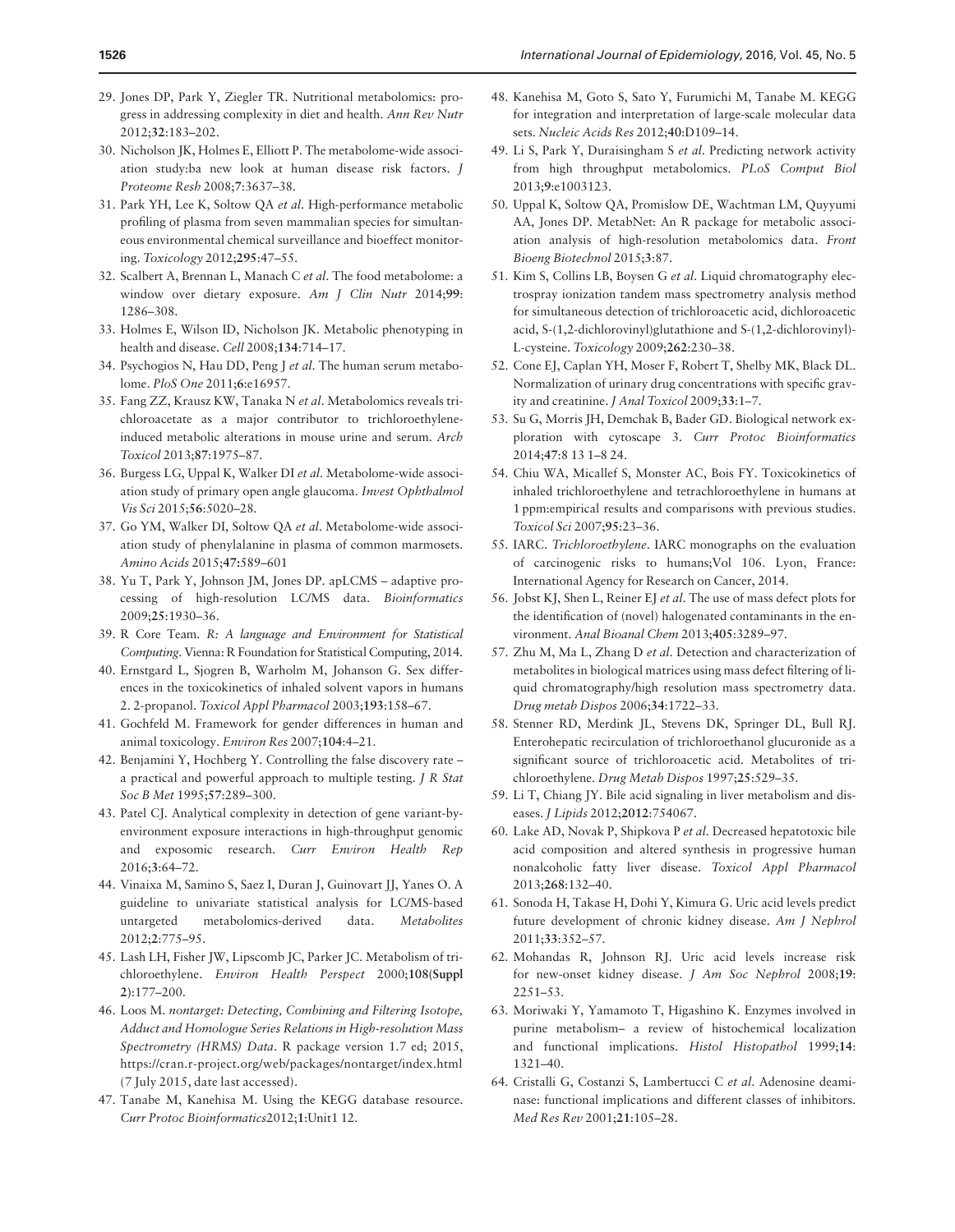29. Jones DP, Park Y, Ziegler TR. Nutritional metabolomics: progress in addressing complexity in diet and health. *Ann Rev Nutr* 2012;**32**:183–202.
30. Nicholson JK, Holmes E, Elliott P. The metabolome-wide association study:ba new look at human disease risk factors. *J Proteome Resh* 2008;**7**:3637–38.
31. Park YH, Lee K, Soltow QA *et al*. High-performance metabolic profiling of plasma from seven mammalian species for simultaneous environmental chemical surveillance and bioeffect monitoring. *Toxicology* 2012;**295**:47–55.
32. Scalbert A, Brennan L, Manach C *et al*. The food metabolome: a window over dietary exposure. *Am J Clin Nutr* 2014;**99**: 1286–308.
33. Holmes E, Wilson ID, Nicholson JK. Metabolic phenotyping in health and disease. *Cell* 2008;**134**:714–17.
34. Psychogios N, Hau DD, Peng J *et al*. The human serum metabolome. *PloS One* 2011;**6**:e16957.
35. Fang ZZ, Krausz KW, Tanaka N *et al*. Metabolomics reveals trichloroacetate as a major contributor to trichloroethylene-induced metabolic alterations in mouse urine and serum. *Arch Toxicol* 2013;**87**:1975–87.
36. Burgess LG, Uppal K, Walker DI *et al*. Metabolome-wide association study of primary open angle glaucoma. *Invest Ophthalmol Vis Sci* 2015;**56**:5020–28.
37. Go YM, Walker DI, Soltow QA *et al*. Metabolome-wide association study of phenylalanine in plasma of common marmosets. *Amino Acids* 2015;**47**:589–601
38. Yu T, Park Y, Johnson JM, Jones DP. apLCMS – adaptive processing of high-resolution LC/MS data. *Bioinformatics* 2009;**25**:1930–36.
39. R Core Team. *R: A language and Environment for Statistical Computing*. Vienna: R Foundation for Statistical Computing, 2014.
40. Ernstgard L, Sjogren B, Warholm M, Johanson G. Sex differences in the toxicokinetics of inhaled solvent vapors in humans 2. 2-propanol. *Toxicol Appl Pharmacol* 2003;**193**:158–67.
41. Gochfeld M. Framework for gender differences in human and animal toxicology. *Environ Res* 2007;**104**:4–21.
42. Benjamini Y, Hochberg Y. Controlling the false discovery rate – a practical and powerful approach to multiple testing. *J R Stat Soc B Met* 1995;**57**:289–300.
43. Patel CJ. Analytical complexity in detection of gene variant-by-environment exposure interactions in high-throughput genomic and exposomic research. *Curr Environ Health Rep* 2016;**3**:64–72.
44. Vinaixa M, Samino S, Saez I, Duran J, Guinovart JJ, Yanes O. A guideline to univariate statistical analysis for LC/MS-based untargeted metabolomics-derived data. *Metabolites* 2012;**2**:775–95.
45. Lash LH, Fisher JW, Lipscomb JC, Parker JC. Metabolism of trichloroethylene. *Environ Health Perspect* 2000;**108**(**Suppl 2**):177–200.
46. Loos M. *nontarget: Detecting, Combining and Filtering Isotope, Adduct and Homologue Series Relations in High-resolution Mass Spectrometry (HRMS) Data*. R package version 1.7 ed; 2015, https://cran.r-project.org/web/packages/nontarget/index.html (7 July 2015, date last accessed).
47. Tanabe M, Kanehisa M. Using the KEGG database resource. *Curr Protoc Bioinformatics*2012;**1**:Unit1 12.
48. Kanehisa M, Goto S, Sato Y, Furumichi M, Tanabe M. KEGG for integration and interpretation of large-scale molecular data sets. *Nucleic Acids Res* 2012;**40**:D109–14.
49. Li S, Park Y, Duraisingham S *et al*. Predicting network activity from high throughput metabolomics. *PLoS Comput Biol* 2013;**9**:e1003123.
50. Uppal K, Soltow QA, Promislow DE, Wachtman LM, Quyyumi AA, Jones DP. MetabNet: An R package for metabolic association analysis of high-resolution metabolomics data. *Front Bioeng Biotechnol* 2015;**3**:87.
51. Kim S, Collins LB, Boysen G *et al*. Liquid chromatography electrospray ionization tandem mass spectrometry analysis method for simultaneous detection of trichloroacetic acid, dichloroacetic acid, S-(1,2-dichlorovinyl)glutathione and S-(1,2-dichlorovinyl)-L-cysteine. *Toxicology* 2009;**262**:230–38.
52. Cone EJ, Caplan YH, Moser F, Robert T, Shelby MK, Black DL. Normalization of urinary drug concentrations with specific gravity and creatinine. *J Anal Toxicol* 2009;**33**:1–7.
53. Su G, Morris JH, Demchak B, Bader GD. Biological network exploration with cytoscape 3. *Curr Protoc Bioinformatics* 2014;**47**:8 13 1–8 24.
54. Chiu WA, Micallef S, Monster AC, Bois FY. Toxicokinetics of inhaled trichloroethylene and tetrachloroethylene in humans at 1 ppm:empirical results and comparisons with previous studies. *Toxicol Sci* 2007;**95**:23–36.
55. IARC. *Trichloroethylene*. IARC monographs on the evaluation of carcinogenic risks to humans;Vol 106. Lyon, France: International Agency for Research on Cancer, 2014.
56. Jobst KJ, Shen L, Reiner EJ *et al*. The use of mass defect plots for the identification of (novel) halogenated contaminants in the environment. *Anal Bioanal Chem* 2013;**405**:3289–97.
57. Zhu M, Ma L, Zhang D *et al*. Detection and characterization of metabolites in biological matrices using mass defect filtering of liquid chromatography/high resolution mass spectrometry data. *Drug metab Dispos* 2006;**34**:1722–33.
58. Stenner RD, Merdink JL, Stevens DK, Springer DL, Bull RJ. Enterohepatic recirculation of trichloroethanol glucuronide as a significant source of trichloroacetic acid. Metabolites of trichloroethylene. *Drug Metab Dispos* 1997;**25**:529–35.
59. Li T, Chiang JY. Bile acid signaling in liver metabolism and diseases. *J Lipids* 2012;**2012**:754067.
60. Lake AD, Novak P, Shipkova P *et al*. Decreased hepatotoxic bile acid composition and altered synthesis in progressive human nonalcoholic fatty liver disease. *Toxicol Appl Pharmacol* 2013;**268**:132–40.
61. Sonoda H, Takase H, Dohi Y, Kimura G. Uric acid levels predict future development of chronic kidney disease. *Am J Nephrol* 2011;**33**:352–57.
62. Mohandas R, Johnson RJ. Uric acid levels increase risk for new-onset kidney disease. *J Am Soc Nephrol* 2008;**19**: 2251–53.
63. Moriwaki Y, Yamamoto T, Higashino K. Enzymes involved in purine metabolism– a review of histochemical localization and functional implications. *Histol Histopathol* 1999;**14**: 1321–40.
64. Cristalli G, Costanzi S, Lambertucci C *et al*. Adenosine deaminase: functional implications and different classes of inhibitors. *Med Res Rev* 2001;**21**:105–28.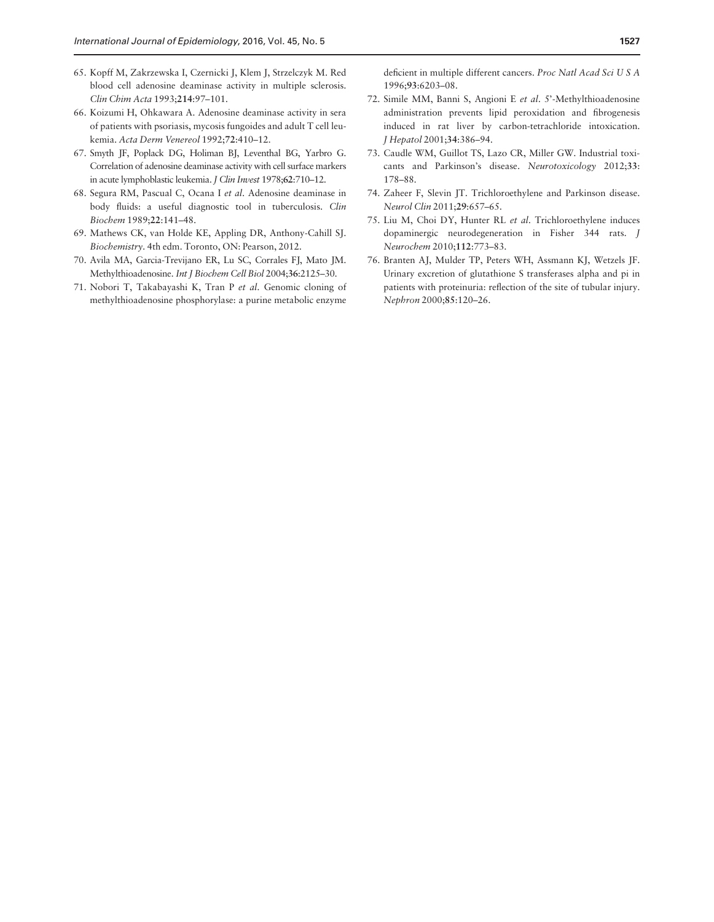65. Kopff M, Zakrzewska I, Czernicki J, Klem J, Strzelczyk M. Red blood cell adenosine deaminase activity in multiple sclerosis. *Clin Chim Acta* 1993;**214**:97–101.
66. Koizumi H, Ohkawara A. Adenosine deaminase activity in sera of patients with psoriasis, mycosis fungoides and adult T cell leukemia. *Acta Derm Venereol* 1992;**72**:410–12.
67. Smyth JF, Poplack DG, Holiman BJ, Leventhal BG, Yarbro G. Correlation of adenosine deaminase activity with cell surface markers in acute lymphoblastic leukemia. *J Clin Invest* 1978;**62**:710–12.
68. Segura RM, Pascual C, Ocana I *et al*. Adenosine deaminase in body fluids: a useful diagnostic tool in tuberculosis. *Clin Biochem* 1989;**22**:141–48.
69. Mathews CK, van Holde KE, Appling DR, Anthony-Cahill SJ. *Biochemistry*. 4th edm. Toronto, ON: Pearson, 2012.
70. Avila MA, Garcia-Trevijano ER, Lu SC, Corrales FJ, Mato JM. Methylthioadenosine. *Int J Biochem Cell Biol* 2004;**36**:2125–30.
71. Nobori T, Takabayashi K, Tran P *et al*. Genomic cloning of methylthioadenosine phosphorylase: a purine metabolic enzyme deficient in multiple different cancers. *Proc Natl Acad Sci U S A* 1996;**93**:6203–08.
72. Simile MM, Banni S, Angioni E *et al*. 5'-Methylthioadenosine administration prevents lipid peroxidation and fibrogenesis induced in rat liver by carbon-tetrachloride intoxication. *J Hepatol* 2001;**34**:386–94.
73. Caudle WM, Guillot TS, Lazo CR, Miller GW. Industrial toxicants and Parkinson's disease. *Neurotoxicology* 2012;**33**: 178–88.
74. Zaheer F, Slevin JT. Trichloroethylene and Parkinson disease. *Neurol Clin* 2011;**29**:657–65.
75. Liu M, Choi DY, Hunter RL *et al*. Trichloroethylene induces dopaminergic neurodegeneration in Fisher 344 rats. *J Neurochem* 2010;**112**:773–83.
76. Branten AJ, Mulder TP, Peters WH, Assmann KJ, Wetzels JF. Urinary excretion of glutathione S transferases alpha and pi in patients with proteinuria: reflection of the site of tubular injury. *Nephron* 2000;**85**:120–26.